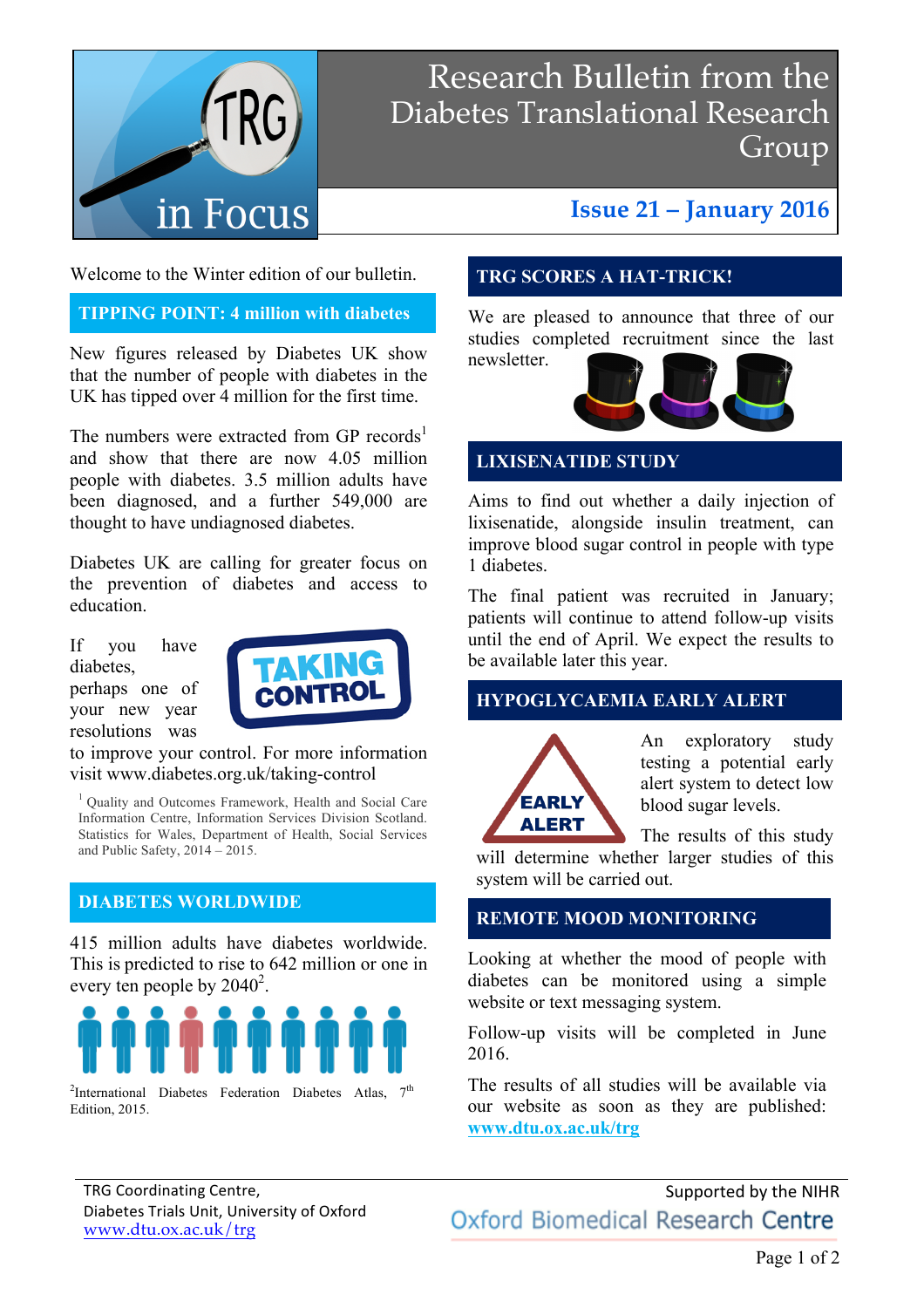# TRG in Focus

## Research Bulletin from the Diabetes Translational Research Group

### Issue 21 – January 2016

Welcome to the Winter edition of our bulletin.

## TIPPING POINT: 4 million with diabetes

New figures released by Diabetes UK show that the number of people with diabetes in the UK has tipped over 4 million for the first time.

The numbers were extracted from GP records[1] and show that there are now 4.05 million people with diabetes. 3.5 million adults have been diagnosed, and a further 549,000 are thought to have undiagnosed diabetes.

Diabetes UK are calling for greater focus on the prevention of diabetes and access to education.

TAKING CONTROL

If you have diabetes, perhaps one of your new year resolutions was to improve your control. For more information visit www.diabetes.org.uk/taking-control

[1] Quality and Outcomes Framework, Health and Social Care Information Centre, Information Services Division Scotland. Statistics for Wales, Department of Health, Social Services and Public Safety, 2014 – 2015.

## DIABETES WORLDWIDE

415 million adults have diabetes worldwide. This is predicted to rise to 642 million or one in every ten people by 2040[2].

[2]International Diabetes Federation Diabetes Atlas, 7th Edition, 2015.

## TRG SCORES A HAT-TRICK!

We are pleased to announce that three of our studies completed recruitment since the last newsletter.

## LIXISENATIDE STUDY

Aims to find out whether a daily injection of lixisenatide, alongside insulin treatment, can improve blood sugar control in people with type 1 diabetes.

The final patient was recruited in January; patients will continue to attend follow-up visits until the end of April. We expect the results to be available later this year.

## HYPOGLYCAEMIA EARLY ALERT

EARLY ALERT

An exploratory study testing a potential early alert system to detect low blood sugar levels.

The results of this study will determine whether larger studies of this system will be carried out.

## REMOTE MOOD MONITORING

Looking at whether the mood of people with diabetes can be monitored using a simple website or text messaging system.

Follow-up visits will be completed in June 2016.

The results of all studies will be available via our website as soon as they are published: [www.dtu.ox.ac.uk/trg](http://www.dtu.ox.ac.uk/trg)

TRG Coordinating Centre,
Diabetes Trials Unit, University of Oxford
[www.dtu.ox.ac.uk/trg](http://www.dtu.ox.ac.uk/trg)

Supported by the NIHR
Oxford Biomedical Research Centre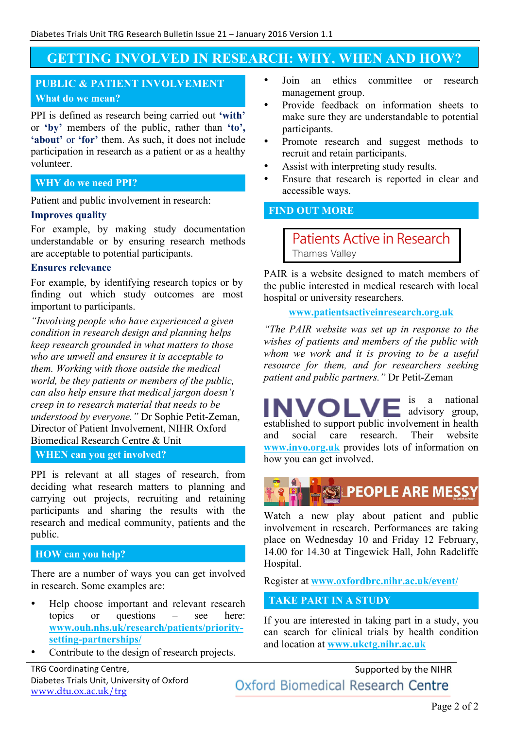# GETTING INVOLVED IN RESEARCH: WHY, WHEN AND HOW?

## PUBLIC & PATIENT INVOLVEMENT What do we mean?

PPI is defined as research being carried out **'with'** or **'by'** members of the public, rather than **'to', 'about'** or **'for'** them. As such, it does not include participation in research as a patient or as a healthy volunteer.

## WHY do we need PPI?

Patient and public involvement in research:

### Improves quality

For example, by making study documentation understandable or by ensuring research methods are acceptable to potential participants.

### Ensures relevance

For example, by identifying research topics or by finding out which study outcomes are most important to participants.

*"Involving people who have experienced a given condition in research design and planning helps keep research grounded in what matters to those who are unwell and ensures it is acceptable to them. Working with those outside the medical world, be they patients or members of the public, can also help ensure that medical jargon doesn't creep in to research material that needs to be understood by everyone."* Dr Sophie Petit-Zeman, Director of Patient Involvement, NIHR Oxford Biomedical Research Centre & Unit

## WHEN can you get involved?

PPI is relevant at all stages of research, from deciding what research matters to planning and carrying out projects, recruiting and retaining participants and sharing the results with the research and medical community, patients and the public.

## HOW can you help?

There are a number of ways you can get involved in research. Some examples are:

- Help choose important and relevant research topics or questions – see here: **www.ouh.nhs.uk/research/patients/priority-setting-partnerships/**
- Contribute to the design of research projects.
- Join an ethics committee or research management group.
- Provide feedback on information sheets to make sure they are understandable to potential participants.
- Promote research and suggest methods to recruit and retain participants.
- Assist with interpreting study results.
- Ensure that research is reported in clear and accessible ways.

## FIND OUT MORE

Patients Active in Research
Thames Valley

PAIR is a website designed to match members of the public interested in medical research with local hospital or university researchers.

**www.patientsactiveinresearch.org.uk**

*"The PAIR website was set up in response to the wishes of patients and members of the public with whom we work and it is proving to be a useful resource for them, and for researchers seeking patient and public partners."* Dr Petit-Zeman

INVOLVE is a national advisory group, established to support public involvement in health and social care research. Their website **www.invo.org.uk** provides lots of information on how you can get involved.

PEOPLE ARE MESSY

Watch a new play about patient and public involvement in research. Performances are taking place on Wednesday 10 and Friday 12 February, 14.00 for 14.30 at Tingewick Hall, John Radcliffe Hospital.

Register at **www.oxfordbrc.nihr.ac.uk/event/**

## TAKE PART IN A STUDY

If you are interested in taking part in a study, you can search for clinical trials by health condition and location at **www.ukctg.nihr.ac.uk**

TRG Coordinating Centre,
Diabetes Trials Unit, University of Oxford
www.dtu.ox.ac.uk/trg

Supported by the NIHR
Oxford Biomedical Research Centre